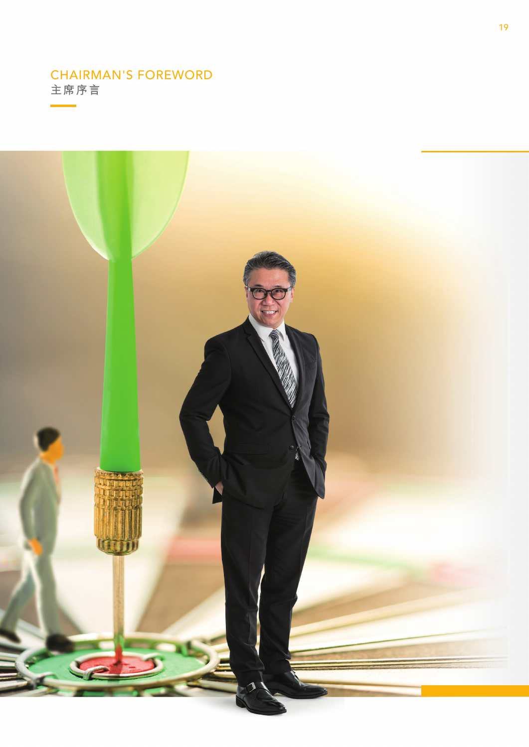# CHAIRMAN'S FOREWORD
主席序言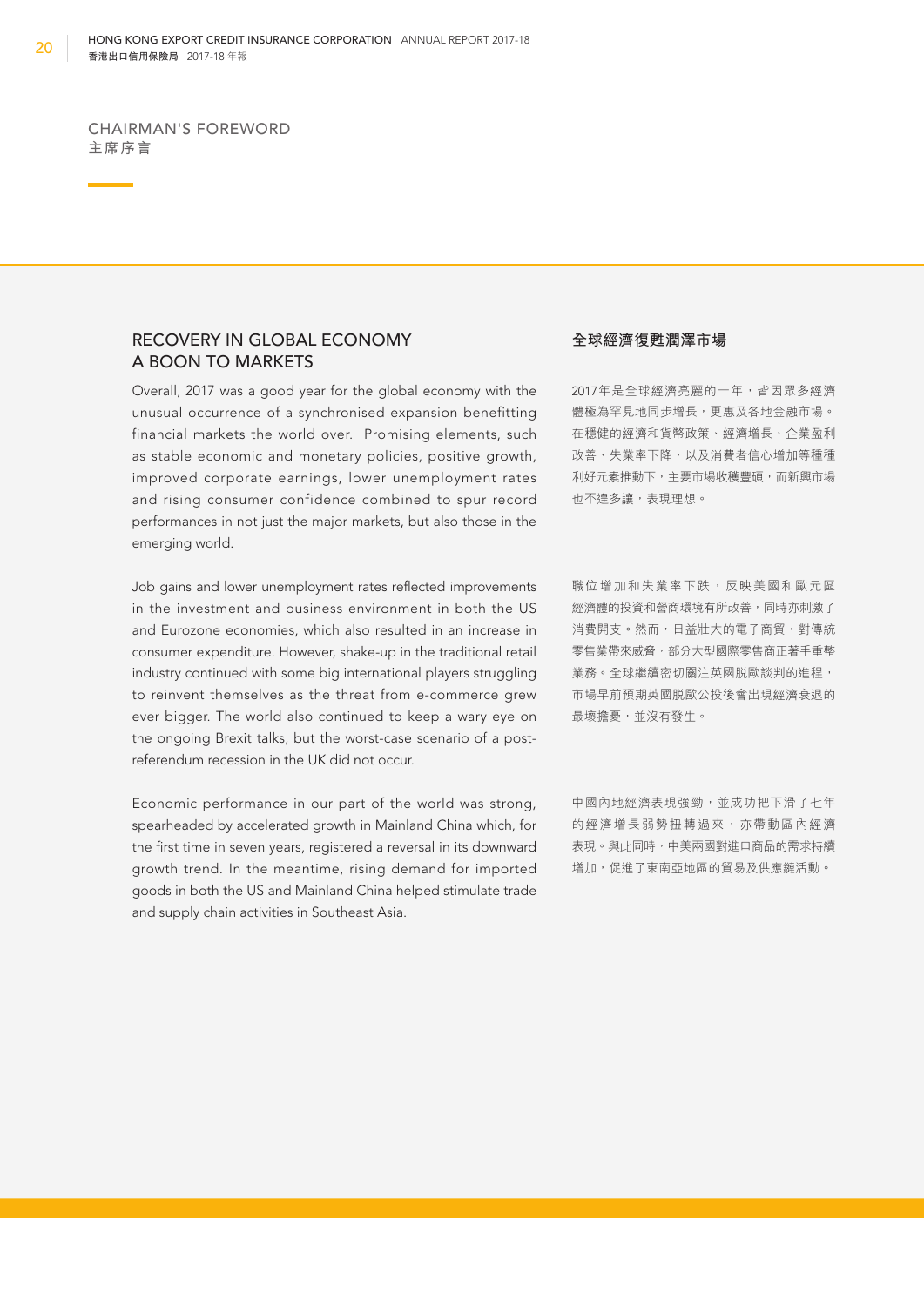## CHAIRMAN'S FOREWORD
## 主席序言

### RECOVERY IN GLOBAL ECONOMY A BOON TO MARKETS

Overall, 2017 was a good year for the global economy with the unusual occurrence of a synchronised expansion benefitting financial markets the world over. Promising elements, such as stable economic and monetary policies, positive growth, improved corporate earnings, lower unemployment rates and rising consumer confidence combined to spur record performances in not just the major markets, but also those in the emerging world.

Job gains and lower unemployment rates reflected improvements in the investment and business environment in both the US and Eurozone economies, which also resulted in an increase in consumer expenditure. However, shake-up in the traditional retail industry continued with some big international players struggling to reinvent themselves as the threat from e-commerce grew ever bigger. The world also continued to keep a wary eye on the ongoing Brexit talks, but the worst-case scenario of a post-referendum recession in the UK did not occur.

Economic performance in our part of the world was strong, spearheaded by accelerated growth in Mainland China which, for the first time in seven years, registered a reversal in its downward growth trend. In the meantime, rising demand for imported goods in both the US and Mainland China helped stimulate trade and supply chain activities in Southeast Asia.

### 全球經濟復甦潤澤市場

2017年是全球經濟亮麗的一年，皆因眾多經濟體極為罕見地同步增長，更惠及各地金融市場。在穩健的經濟和貨幣政策、經濟增長、企業盈利改善、失業率下降，以及消費者信心增加等種種利好元素推動下，主要市場收穫豐碩，而新興市場也不遑多讓，表現理想。

職位增加和失業率下跌，反映美國和歐元區經濟體的投資和營商環境有所改善，同時亦刺激了消費開支。然而，日益壯大的電子商貿，對傳統零售業帶來威脅，部分大型國際零售商正著手重整業務。全球繼續密切關注英國脫歐談判的進程，市場早前預期英國脫歐公投後會出現經濟衰退的最壞擔憂，並沒有發生。

中國內地經濟表現強勁，並成功把下滑了七年的經濟增長弱勢扭轉過來，亦帶動區內經濟表現。與此同時，中美兩國對進口商品的需求持續增加，促進了東南亞地區的貿易及供應鏈活動。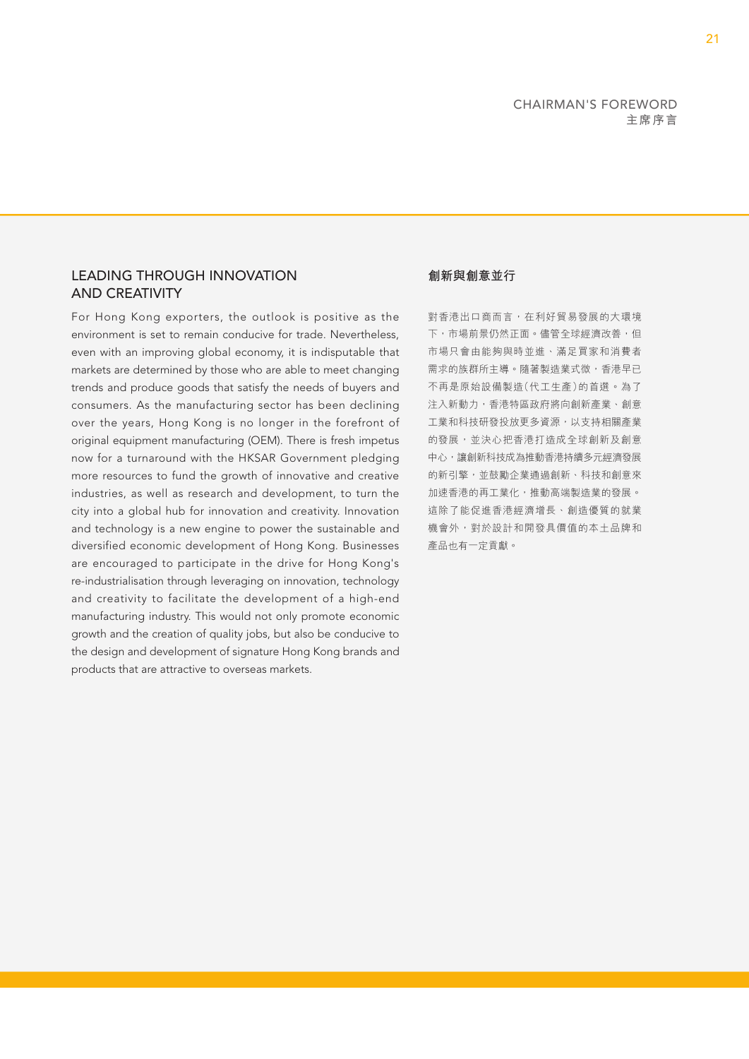## LEADING THROUGH INNOVATION AND CREATIVITY

For Hong Kong exporters, the outlook is positive as the environment is set to remain conducive for trade. Nevertheless, even with an improving global economy, it is indisputable that markets are determined by those who are able to meet changing trends and produce goods that satisfy the needs of buyers and consumers. As the manufacturing sector has been declining over the years, Hong Kong is no longer in the forefront of original equipment manufacturing (OEM). There is fresh impetus now for a turnaround with the HKSAR Government pledging more resources to fund the growth of innovative and creative industries, as well as research and development, to turn the city into a global hub for innovation and creativity. Innovation and technology is a new engine to power the sustainable and diversified economic development of Hong Kong. Businesses are encouraged to participate in the drive for Hong Kong's re-industrialisation through leveraging on innovation, technology and creativity to facilitate the development of a high-end manufacturing industry. This would not only promote economic growth and the creation of quality jobs, but also be conducive to the design and development of signature Hong Kong brands and products that are attractive to overseas markets.

## 創新與創意並行

對香港出口商而言，在利好貿易發展的大環境下，市場前景仍然正面。儘管全球經濟改善，但市場只會由能夠與時並進、滿足買家和消費者需求的族群所主導。隨著製造業式微，香港早已不再是原始設備製造(代工生產)的首選。為了注入新動力，香港特區政府將向創新產業、創意工業和科技研發投放更多資源，以支持相關產業的發展，並決心把香港打造成全球創新及創意中心，讓創新科技成為推動香港持續多元經濟發展的新引擎，並鼓勵企業通過創新、科技和創意來加速香港的再工業化，推動高端製造業的發展。這除了能促進香港經濟增長、創造優質的就業機會外，對於設計和開發具價值的本土品牌和產品也有一定貢獻。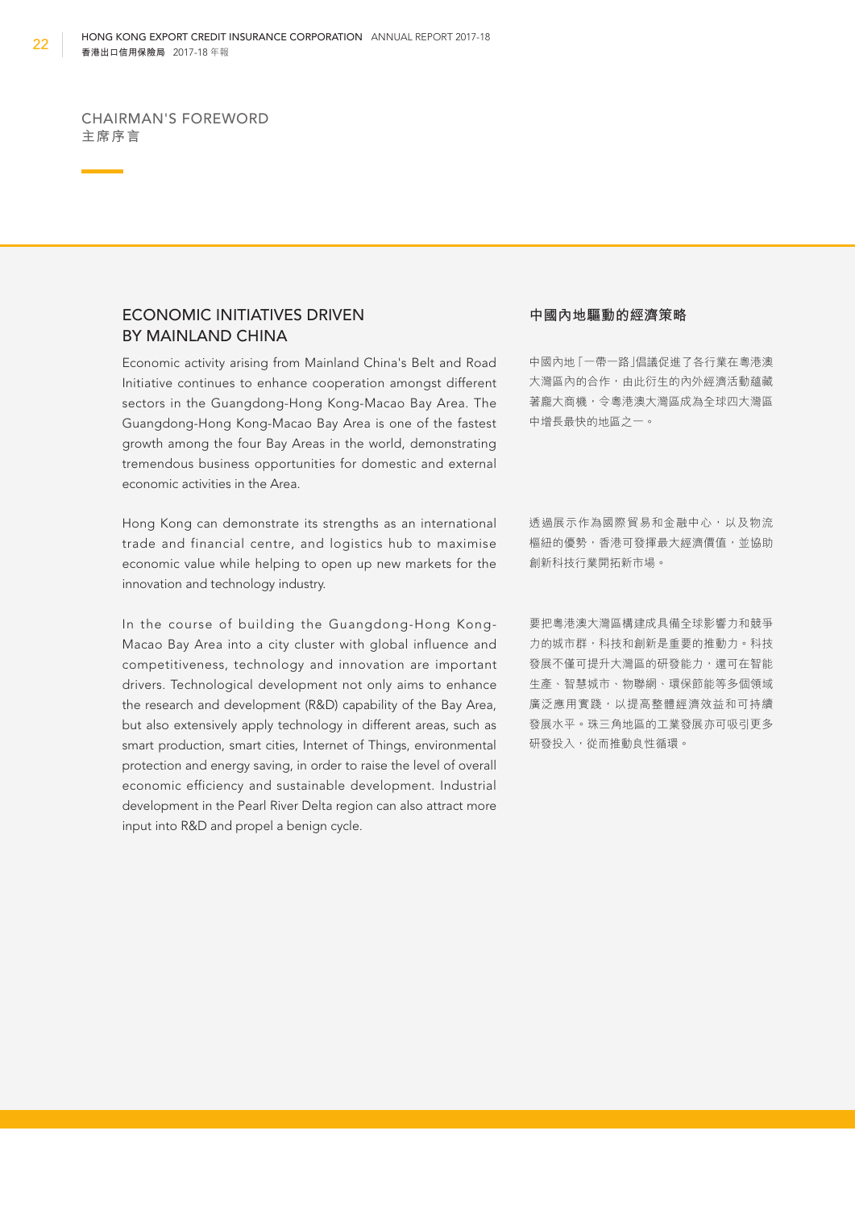CHAIRMAN'S FOREWORD
主席序言

## ECONOMIC INITIATIVES DRIVEN BY MAINLAND CHINA

Economic activity arising from Mainland China's Belt and Road Initiative continues to enhance cooperation amongst different sectors in the Guangdong-Hong Kong-Macao Bay Area. The Guangdong-Hong Kong-Macao Bay Area is one of the fastest growth among the four Bay Areas in the world, demonstrating tremendous business opportunities for domestic and external economic activities in the Area.

Hong Kong can demonstrate its strengths as an international trade and financial centre, and logistics hub to maximise economic value while helping to open up new markets for the innovation and technology industry.

In the course of building the Guangdong-Hong Kong-Macao Bay Area into a city cluster with global influence and competitiveness, technology and innovation are important drivers. Technological development not only aims to enhance the research and development (R&D) capability of the Bay Area, but also extensively apply technology in different areas, such as smart production, smart cities, Internet of Things, environmental protection and energy saving, in order to raise the level of overall economic efficiency and sustainable development. Industrial development in the Pearl River Delta region can also attract more input into R&D and propel a benign cycle.

## 中國內地驅動的經濟策略

中國內地「一帶一路」倡議促進了各行業在粵港澳大灣區內的合作，由此衍生的內外經濟活動蘊藏著龐大商機，令粵港澳大灣區成為全球四大灣區中增長最快的地區之一。

透過展示作為國際貿易和金融中心，以及物流樞紐的優勢，香港可發揮最大經濟價值，並協助創新科技行業開拓新市場。

要把粵港澳大灣區構建成具備全球影響力和競爭力的城市群，科技和創新是重要的推動力。科技發展不僅可提升大灣區的研發能力，還可在智能生產、智慧城市、物聯網、環保節能等多個領域廣泛應用實踐，以提高整體經濟效益和可持續發展水平。珠三角地區的工業發展亦可吸引更多研發投入，從而推動良性循環。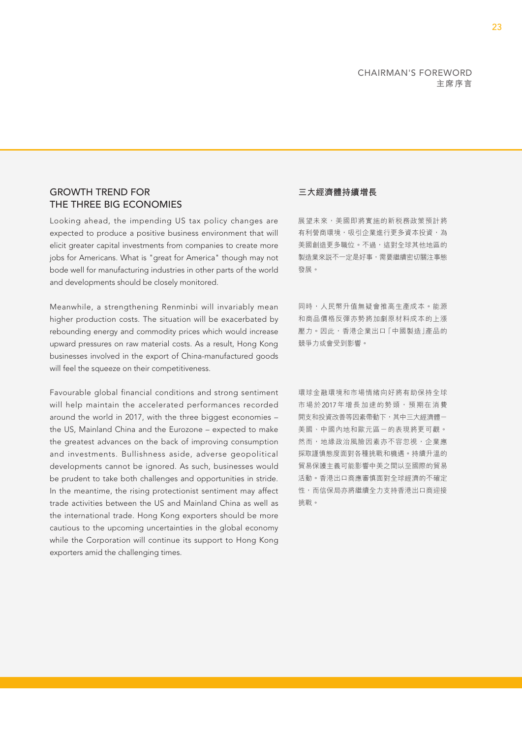## GROWTH TREND FOR THE THREE BIG ECONOMIES

Looking ahead, the impending US tax policy changes are expected to produce a positive business environment that will elicit greater capital investments from companies to create more jobs for Americans. What is "great for America" though may not bode well for manufacturing industries in other parts of the world and developments should be closely monitored.

Meanwhile, a strengthening Renminbi will invariably mean higher production costs. The situation will be exacerbated by rebounding energy and commodity prices which would increase upward pressures on raw material costs. As a result, Hong Kong businesses involved in the export of China-manufactured goods will feel the squeeze on their competitiveness.

Favourable global financial conditions and strong sentiment will help maintain the accelerated performances recorded around the world in 2017, with the three biggest economies – the US, Mainland China and the Eurozone – expected to make the greatest advances on the back of improving consumption and investments. Bullishness aside, adverse geopolitical developments cannot be ignored. As such, businesses would be prudent to take both challenges and opportunities in stride. In the meantime, the rising protectionist sentiment may affect trade activities between the US and Mainland China as well as the international trade. Hong Kong exporters should be more cautious to the upcoming uncertainties in the global economy while the Corporation will continue its support to Hong Kong exporters amid the challenging times.

## 三大經濟體持續增長

展望未來，美國即將實施的新稅務政策預計將有利營商環境，吸引企業進行更多資本投資，為美國創造更多職位。不過，這對全球其他地區的製造業來說不一定是好事，需要繼續密切關注事態發展。

同時，人民幣升值無疑會推高生產成本。能源和商品價格反彈亦勢將加劇原材料成本的上漲壓力。因此，香港企業出口「中國製造」產品的競爭力或會受到影響。

環球金融環境和市場情緒向好將有助保持全球市場於2017年增長加速的勢頭，預期在消費開支和投資改善等因素帶動下，其中三大經濟體－美國、中國內地和歐元區－的表現將更可觀。然而，地緣政治風險因素亦不容忽視，企業應採取謹慎態度面對各種挑戰和機遇。持續升溫的貿易保護主義可能影響中美之間以至國際的貿易活動。香港出口商應審慎面對全球經濟的不確定性，而信保局亦將繼續全力支持香港出口商迎接挑戰。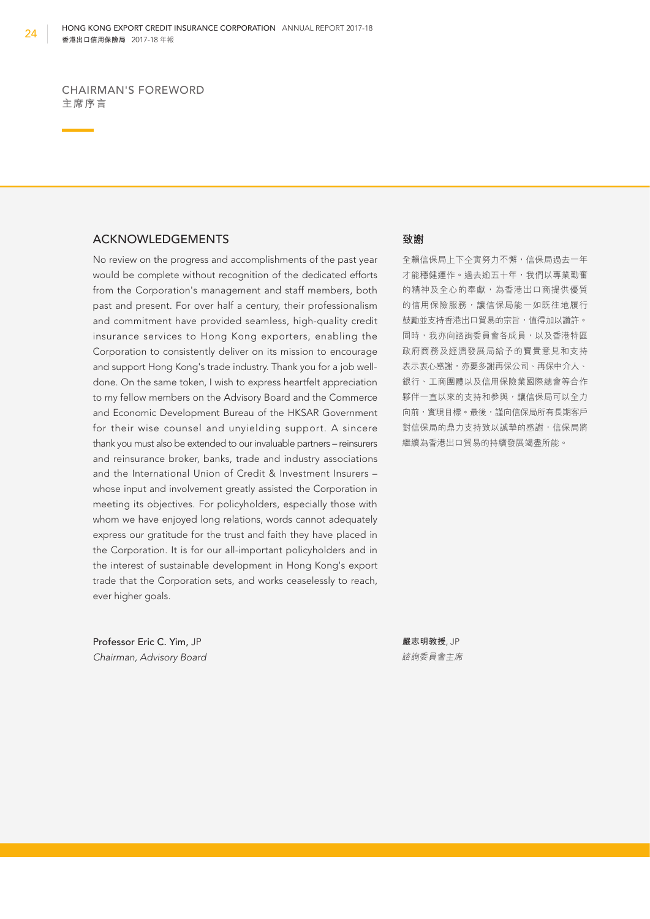CHAIRMAN'S FOREWORD
主席序言

## ACKNOWLEDGEMENTS

No review on the progress and accomplishments of the past year would be complete without recognition of the dedicated efforts from the Corporation's management and staff members, both past and present. For over half a century, their professionalism and commitment have provided seamless, high-quality credit insurance services to Hong Kong exporters, enabling the Corporation to consistently deliver on its mission to encourage and support Hong Kong's trade industry. Thank you for a job well-done. On the same token, I wish to express heartfelt appreciation to my fellow members on the Advisory Board and the Commerce and Economic Development Bureau of the HKSAR Government for their wise counsel and unyielding support. A sincere thank you must also be extended to our invaluable partners – reinsurers and reinsurance broker, banks, trade and industry associations and the International Union of Credit & Investment Insurers – whose input and involvement greatly assisted the Corporation in meeting its objectives. For policyholders, especially those with whom we have enjoyed long relations, words cannot adequately express our gratitude for the trust and faith they have placed in the Corporation. It is for our all-important policyholders and in the interest of sustainable development in Hong Kong's export trade that the Corporation sets, and works ceaselessly to reach, ever higher goals.

**Professor Eric C. Yim**, JP
*Chairman, Advisory Board*

## 致謝

全賴信保局上下全寅努力不懈，信保局過去一年才能穩健運作。過去逾五十年，我們以專業勤奮的精神及全心的奉獻，為香港出口商提供優質的信用保險服務，讓信保局能一如既往地履行鼓勵並支持香港出口貿易的宗旨，值得加以讚許。同時，我亦向諮詢委員會各成員，以及香港特區政府商務及經濟發展局給予的寶貴意見和支持表示衷心感謝，亦要多謝再保公司、再保中介人、銀行、工商團體以及信用保險業國際總會等合作夥伴一直以來的支持和參與，讓信保局可以全力向前，實現目標。最後，謹向信保局所有長期客戶對信保局的鼎力支持致以誠摯的感謝，信保局將繼續為香港出口貿易的持續發展竭盡所能。

**嚴志明教授**, JP
*諮詢委員會主席*